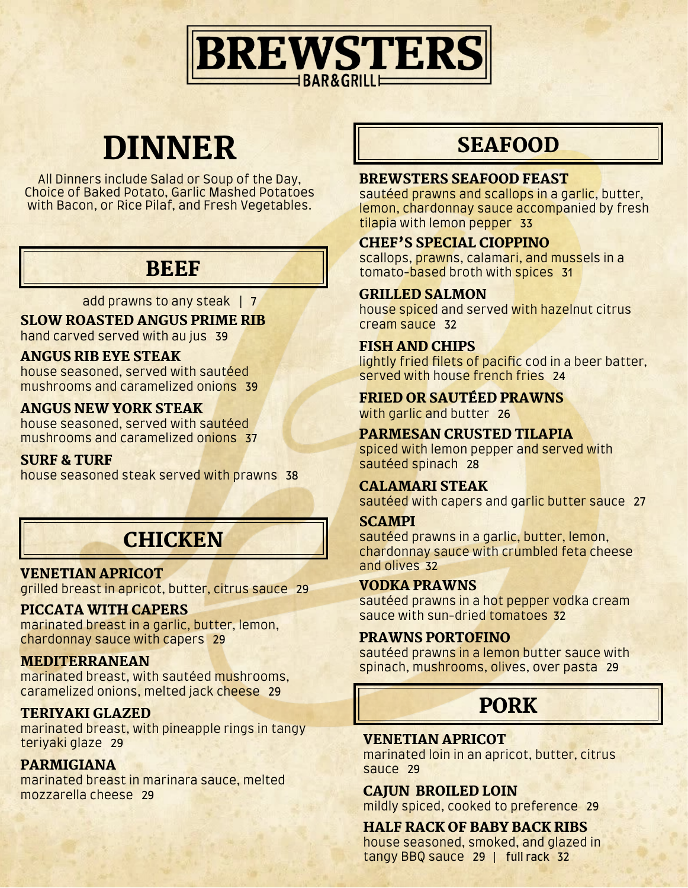# BREWSTERS

BAR & GRILL

## DINNER

All Dinners include Salad or Soup of the Day, Choice of Baked Potato, Garlic Mashed Potatoes with Bacon, or Rice Pilaf, and Fresh Vegetables.

## BEEF

add prawns to any steak | 7

**SLOW ROASTED ANGUS PRIME RIB**
hand carved served with au jus 39

**ANGUS RIB EYE STEAK**
house seasoned, served with sautéed mushrooms and caramelized onions 39

**ANGUS NEW YORK STEAK**
house seasoned, served with sautéed mushrooms and caramelized onions 37

**SURF & TURF**
house seasoned steak served with prawns 38

## CHICKEN

**VENETIAN APRICOT**
grilled breast in apricot, butter, citrus sauce 29

**PICCATA WITH CAPERS**
marinated breast in a garlic, butter, lemon, chardonnay sauce with capers 29

**MEDITERRANEAN**
marinated breast, with sautéed mushrooms, caramelized onions, melted jack cheese 29

**TERIYAKI GLAZED**
marinated breast, with pineapple rings in tangy teriyaki glaze 29

**PARMIGIANA**
marinated breast in marinara sauce, melted mozzarella cheese 29

## SEAFOOD

**BREWSTERS SEAFOOD FEAST**
sautéed prawns and scallops in a garlic, butter, lemon, chardonnay sauce accompanied by fresh tilapia with lemon pepper 33

**CHEF'S SPECIAL CIOPPINO**
scallops, prawns, calamari, and mussels in a tomato-based broth with spices 31

**GRILLED SALMON**
house spiced and served with hazelnut citrus cream sauce 32

**FISH AND CHIPS**
lightly fried filets of pacific cod in a beer batter, served with house french fries 24

**FRIED OR SAUTÉED PRAWNS**
with garlic and butter 26

**PARMESAN CRUSTED TILAPIA**
spiced with lemon pepper and served with sautéed spinach 28

**CALAMARI STEAK**
sautéed with capers and garlic butter sauce 27

**SCAMPI**
sautéed prawns in a garlic, butter, lemon, chardonnay sauce with crumbled feta cheese and olives 32

**VODKA PRAWNS**
sautéed prawns in a hot pepper vodka cream sauce with sun-dried tomatoes 32

**PRAWNS PORTOFINO**
sautéed prawns in a lemon butter sauce with spinach, mushrooms, olives, over pasta 29

## PORK

**VENETIAN APRICOT**
marinated loin in an apricot, butter, citrus sauce 29

**CAJUN BROILED LOIN**
mildly spiced, cooked to preference 29

**HALF RACK OF BABY BACK RIBS**
house seasoned, smoked, and glazed in tangy BBQ sauce 29 | full rack 32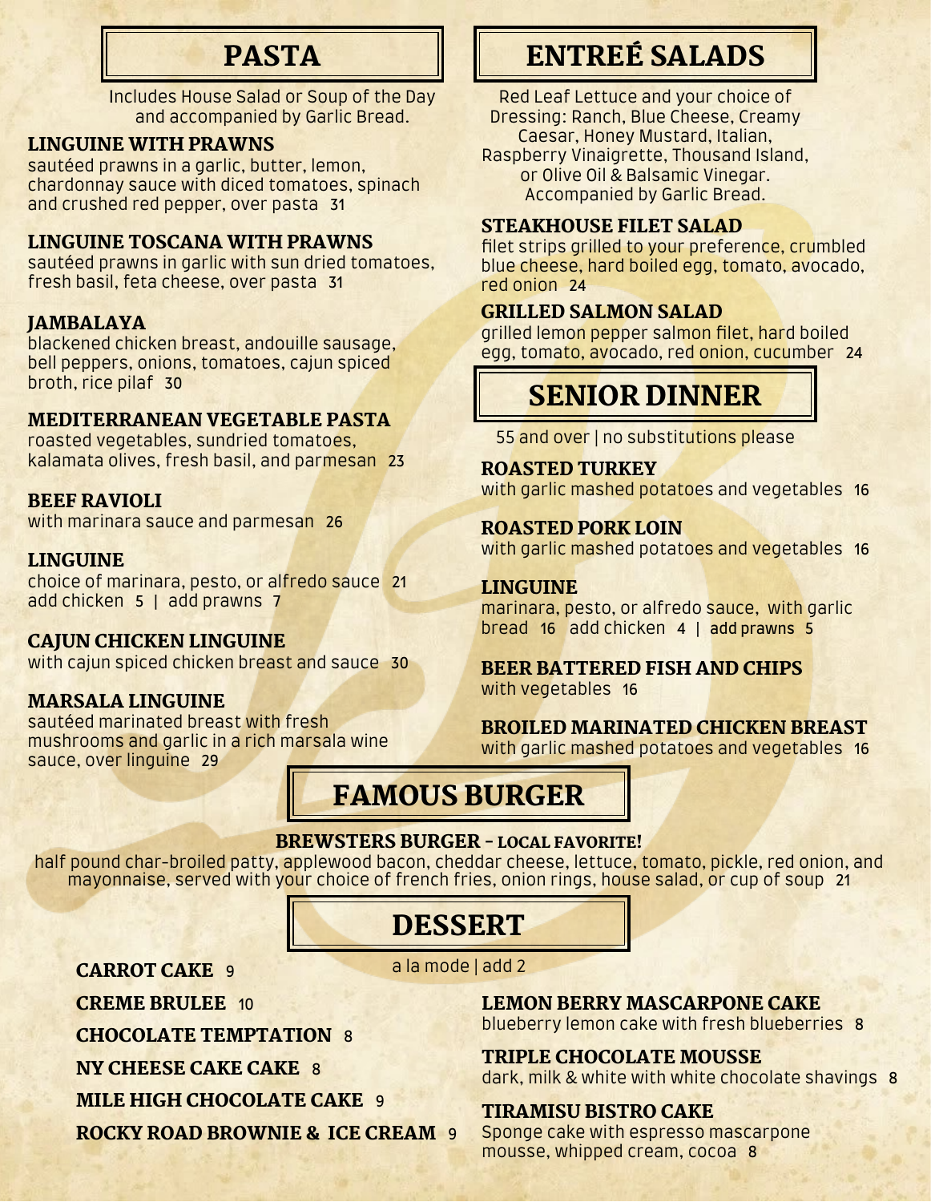## PASTA

Includes House Salad or Soup of the Day and accompanied by Garlic Bread.

**LINGUINE WITH PRAWNS**
sautéed prawns in a garlic, butter, lemon, chardonnay sauce with diced tomatoes, spinach and crushed red pepper, over pasta 31

**LINGUINE TOSCANA WITH PRAWNS**
sautéed prawns in garlic with sun dried tomatoes, fresh basil, feta cheese, over pasta 31

**JAMBALAYA**
blackened chicken breast, andouille sausage, bell peppers, onions, tomatoes, cajun spiced broth, rice pilaf 30

**MEDITERRANEAN VEGETABLE PASTA**
roasted vegetables, sundried tomatoes, kalamata olives, fresh basil, and parmesan 23

**BEEF RAVIOLI**
with marinara sauce and parmesan 26

**LINGUINE**
choice of marinara, pesto, or alfredo sauce 21
add chicken 5 | add prawns 7

**CAJUN CHICKEN LINGUINE**
with cajun spiced chicken breast and sauce 30

**MARSALA LINGUINE**
sautéed marinated breast with fresh mushrooms and garlic in a rich marsala wine sauce, over linguine 29

## ENTREÉ SALADS

Red Leaf Lettuce and your choice of Dressing: Ranch, Blue Cheese, Creamy Caesar, Honey Mustard, Italian, Raspberry Vinaigrette, Thousand Island, or Olive Oil & Balsamic Vinegar. Accompanied by Garlic Bread.

**STEAKHOUSE FILET SALAD**
filet strips grilled to your preference, crumbled blue cheese, hard boiled egg, tomato, avocado, red onion 24

**GRILLED SALMON SALAD**
grilled lemon pepper salmon filet, hard boiled egg, tomato, avocado, red onion, cucumber 24

## SENIOR DINNER

55 and over | no substitutions please

**ROASTED TURKEY**
with garlic mashed potatoes and vegetables 16

**ROASTED PORK LOIN**
with garlic mashed potatoes and vegetables 16

**LINGUINE**
marinara, pesto, or alfredo sauce, with garlic bread 16 add chicken 4 | add prawns 5

**BEER BATTERED FISH AND CHIPS**
with vegetables 16

**BROILED MARINATED CHICKEN BREAST**
with garlic mashed potatoes and vegetables 16

## FAMOUS BURGER

**BREWSTERS BURGER - LOCAL FAVORITE!**
half pound char-broiled patty, applewood bacon, cheddar cheese, lettuce, tomato, pickle, red onion, and mayonnaise, served with your choice of french fries, onion rings, house salad, or cup of soup 21

## DESSERT

a la mode | add 2

**CARROT CAKE** 9

**CREME BRULEE** 10

**CHOCOLATE TEMPTATION** 8

**NY CHEESE CAKE CAKE** 8

**MILE HIGH CHOCOLATE CAKE** 9

**ROCKY ROAD BROWNIE & ICE CREAM** 9

**LEMON BERRY MASCARPONE CAKE**
blueberry lemon cake with fresh blueberries 8

**TRIPLE CHOCOLATE MOUSSE**
dark, milk & white with white chocolate shavings 8

**TIRAMISU BISTRO CAKE**
Sponge cake with espresso mascarpone mousse, whipped cream, cocoa 8